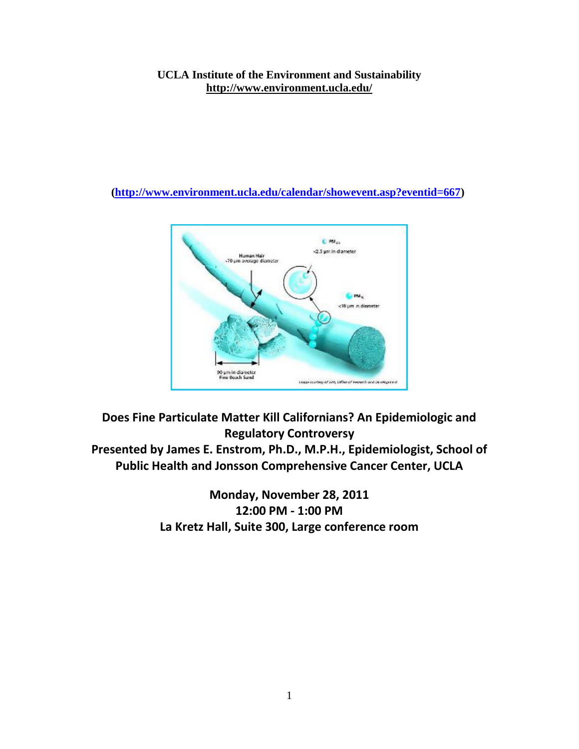**UCLA Institute of the Environment and Sustainability**
**http://www.environment.ucla.edu/**

**(http://www.environment.ucla.edu/calendar/showevent.asp?eventid=667)**

**Does Fine Particulate Matter Kill Californians? An Epidemiologic and Regulatory Controversy**

**Presented by James E. Enstrom, Ph.D., M.P.H., Epidemiologist, School of Public Health and Jonsson Comprehensive Cancer Center, UCLA**

**Monday, November 28, 2011**
**12:00 PM - 1:00 PM**
**La Kretz Hall, Suite 300, Large conference room**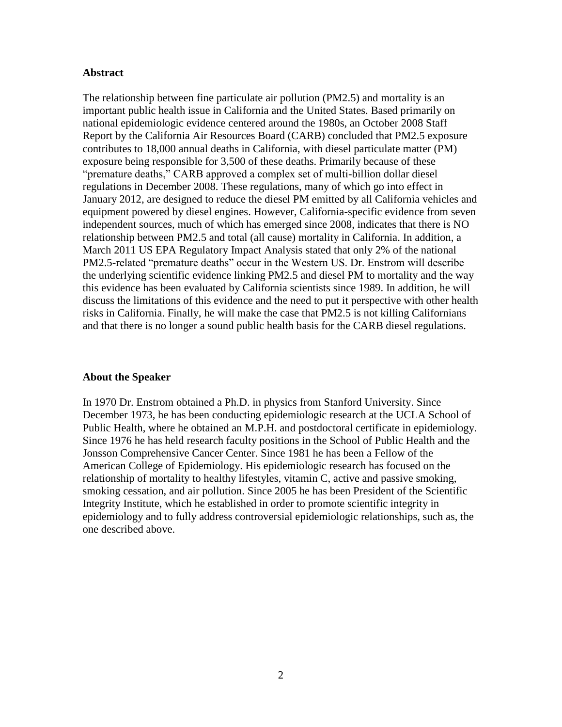## Abstract

The relationship between fine particulate air pollution (PM2.5) and mortality is an important public health issue in California and the United States. Based primarily on national epidemiologic evidence centered around the 1980s, an October 2008 Staff Report by the California Air Resources Board (CARB) concluded that PM2.5 exposure contributes to 18,000 annual deaths in California, with diesel particulate matter (PM) exposure being responsible for 3,500 of these deaths. Primarily because of these "premature deaths," CARB approved a complex set of multi-billion dollar diesel regulations in December 2008. These regulations, many of which go into effect in January 2012, are designed to reduce the diesel PM emitted by all California vehicles and equipment powered by diesel engines. However, California-specific evidence from seven independent sources, much of which has emerged since 2008, indicates that there is NO relationship between PM2.5 and total (all cause) mortality in California. In addition, a March 2011 US EPA Regulatory Impact Analysis stated that only 2% of the national PM2.5-related "premature deaths" occur in the Western US. Dr. Enstrom will describe the underlying scientific evidence linking PM2.5 and diesel PM to mortality and the way this evidence has been evaluated by California scientists since 1989. In addition, he will discuss the limitations of this evidence and the need to put it perspective with other health risks in California. Finally, he will make the case that PM2.5 is not killing Californians and that there is no longer a sound public health basis for the CARB diesel regulations.

## About the Speaker

In 1970 Dr. Enstrom obtained a Ph.D. in physics from Stanford University. Since December 1973, he has been conducting epidemiologic research at the UCLA School of Public Health, where he obtained an M.P.H. and postdoctoral certificate in epidemiology. Since 1976 he has held research faculty positions in the School of Public Health and the Jonsson Comprehensive Cancer Center. Since 1981 he has been a Fellow of the American College of Epidemiology. His epidemiologic research has focused on the relationship of mortality to healthy lifestyles, vitamin C, active and passive smoking, smoking cessation, and air pollution. Since 2005 he has been President of the Scientific Integrity Institute, which he established in order to promote scientific integrity in epidemiology and to fully address controversial epidemiologic relationships, such as, the one described above.